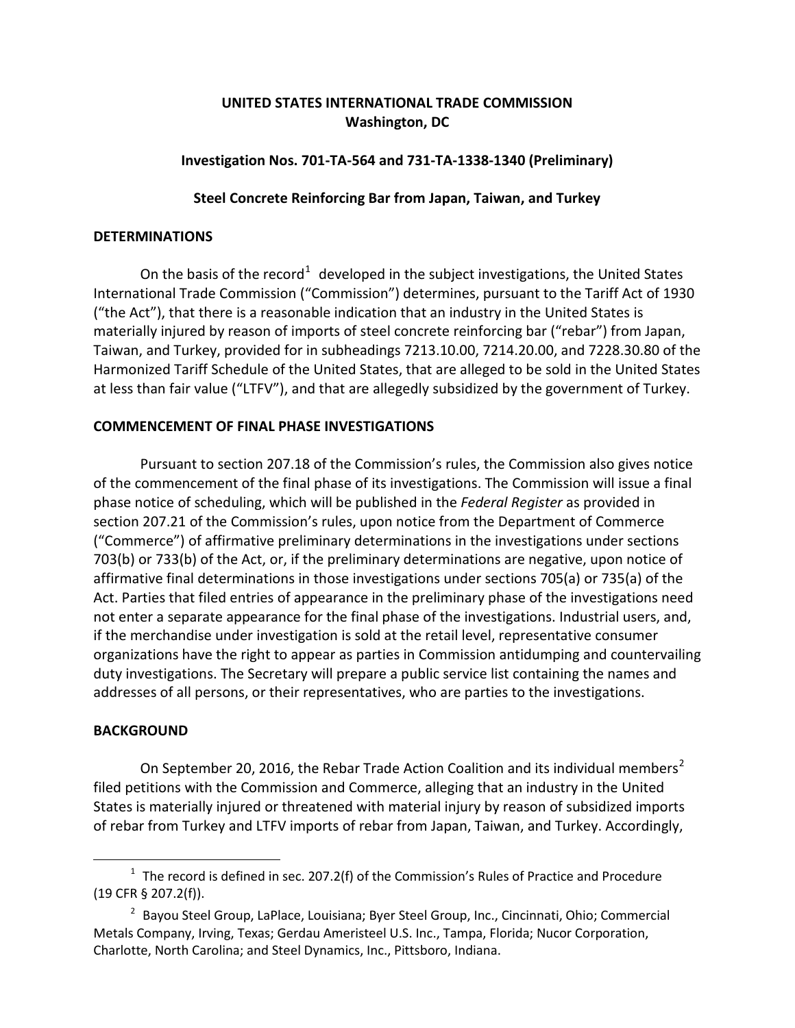**UNITED STATES INTERNATIONAL TRADE COMMISSION**
**Washington, DC**

**Investigation Nos. 701-TA-564 and 731-TA-1338-1340 (Preliminary)**

**Steel Concrete Reinforcing Bar from Japan, Taiwan, and Turkey**

## DETERMINATIONS

On the basis of the record[1] developed in the subject investigations, the United States International Trade Commission ("Commission") determines, pursuant to the Tariff Act of 1930 ("the Act"), that there is a reasonable indication that an industry in the United States is materially injured by reason of imports of steel concrete reinforcing bar ("rebar") from Japan, Taiwan, and Turkey, provided for in subheadings 7213.10.00, 7214.20.00, and 7228.30.80 of the Harmonized Tariff Schedule of the United States, that are alleged to be sold in the United States at less than fair value ("LTFV"), and that are allegedly subsidized by the government of Turkey.

## COMMENCEMENT OF FINAL PHASE INVESTIGATIONS

Pursuant to section 207.18 of the Commission's rules, the Commission also gives notice of the commencement of the final phase of its investigations. The Commission will issue a final phase notice of scheduling, which will be published in the *Federal Register* as provided in section 207.21 of the Commission's rules, upon notice from the Department of Commerce ("Commerce") of affirmative preliminary determinations in the investigations under sections 703(b) or 733(b) of the Act, or, if the preliminary determinations are negative, upon notice of affirmative final determinations in those investigations under sections 705(a) or 735(a) of the Act. Parties that filed entries of appearance in the preliminary phase of the investigations need not enter a separate appearance for the final phase of the investigations. Industrial users, and, if the merchandise under investigation is sold at the retail level, representative consumer organizations have the right to appear as parties in Commission antidumping and countervailing duty investigations. The Secretary will prepare a public service list containing the names and addresses of all persons, or their representatives, who are parties to the investigations.

## BACKGROUND

On September 20, 2016, the Rebar Trade Action Coalition and its individual members[2] filed petitions with the Commission and Commerce, alleging that an industry in the United States is materially injured or threatened with material injury by reason of subsidized imports of rebar from Turkey and LTFV imports of rebar from Japan, Taiwan, and Turkey. Accordingly,

---

[1] The record is defined in sec. 207.2(f) of the Commission's Rules of Practice and Procedure (19 CFR § 207.2(f)).

[2] Bayou Steel Group, LaPlace, Louisiana; Byer Steel Group, Inc., Cincinnati, Ohio; Commercial Metals Company, Irving, Texas; Gerdau Ameristeel U.S. Inc., Tampa, Florida; Nucor Corporation, Charlotte, North Carolina; and Steel Dynamics, Inc., Pittsboro, Indiana.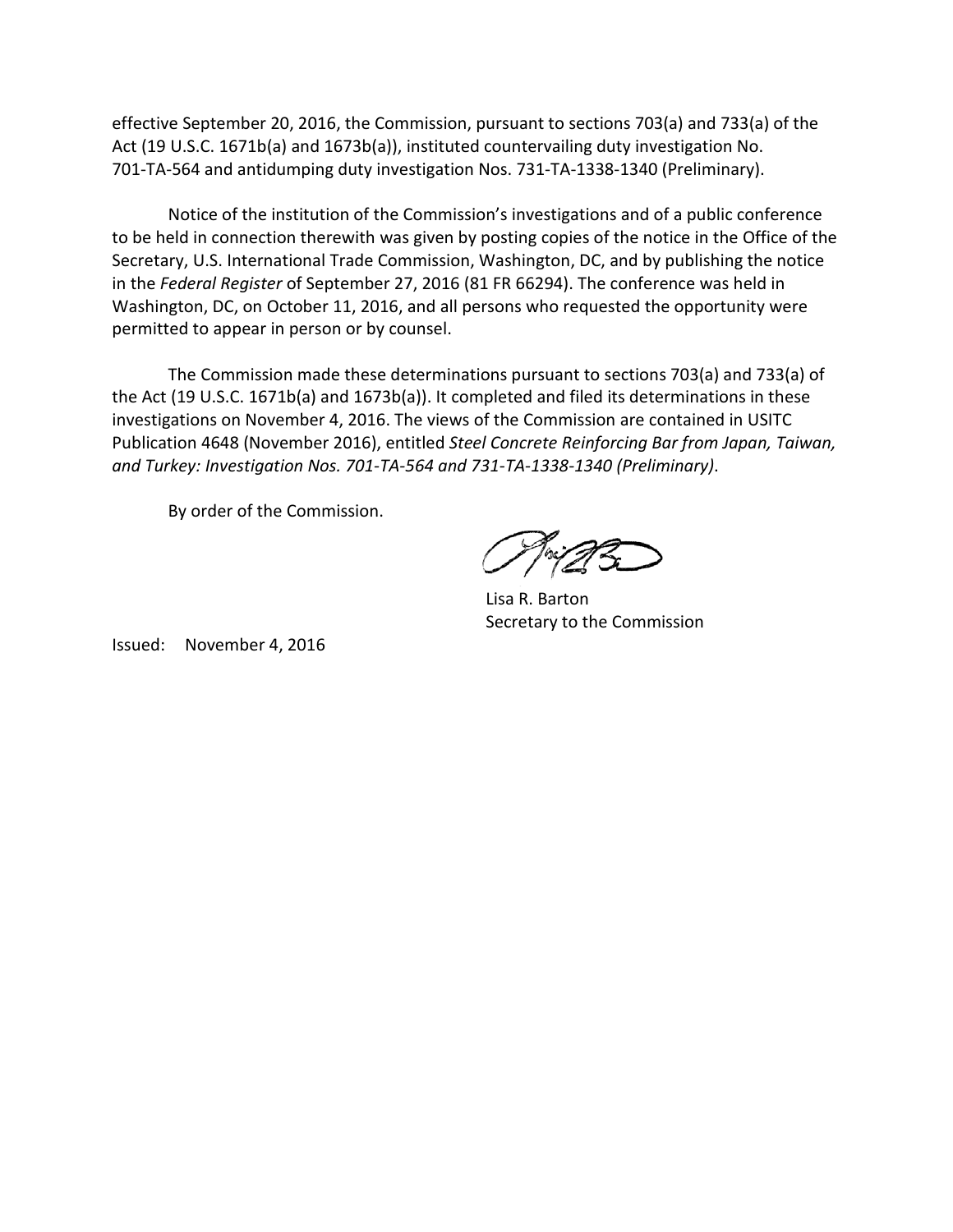effective September 20, 2016, the Commission, pursuant to sections 703(a) and 733(a) of the Act (19 U.S.C. 1671b(a) and 1673b(a)), instituted countervailing duty investigation No. 701-TA-564 and antidumping duty investigation Nos. 731-TA-1338-1340 (Preliminary).

Notice of the institution of the Commission's investigations and of a public conference to be held in connection therewith was given by posting copies of the notice in the Office of the Secretary, U.S. International Trade Commission, Washington, DC, and by publishing the notice in the *Federal Register* of September 27, 2016 (81 FR 66294). The conference was held in Washington, DC, on October 11, 2016, and all persons who requested the opportunity were permitted to appear in person or by counsel.

The Commission made these determinations pursuant to sections 703(a) and 733(a) of the Act (19 U.S.C. 1671b(a) and 1673b(a)). It completed and filed its determinations in these investigations on November 4, 2016. The views of the Commission are contained in USITC Publication 4648 (November 2016), entitled *Steel Concrete Reinforcing Bar from Japan, Taiwan, and Turkey: Investigation Nos. 701-TA-564 and 731-TA-1338-1340 (Preliminary)*.

By order of the Commission.

Lisa R. Barton
Secretary to the Commission

Issued: November 4, 2016